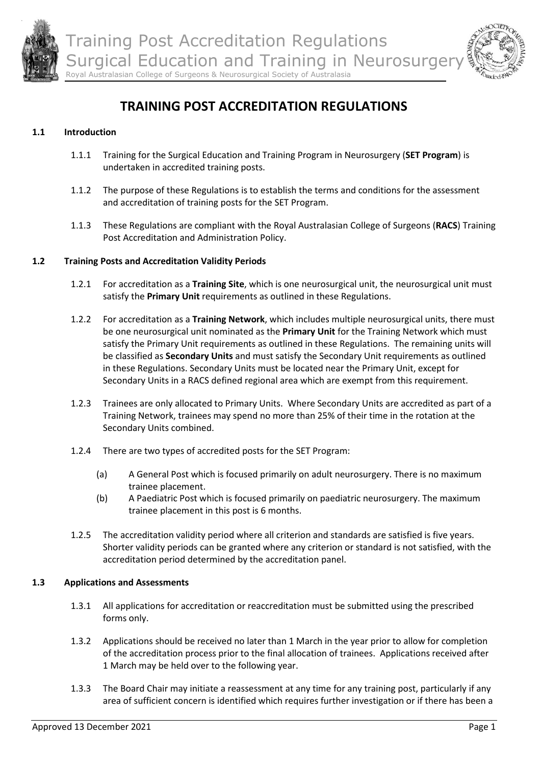# TRAINING POST ACCREDITATION REGULATIONS

## 1.1 Introduction

1.1.1 Training for the Surgical Education and Training Program in Neurosurgery (**SET Program**) is undertaken in accredited training posts.

1.1.2 The purpose of these Regulations is to establish the terms and conditions for the assessment and accreditation of training posts for the SET Program.

1.1.3 These Regulations are compliant with the Royal Australasian College of Surgeons (**RACS**) Training Post Accreditation and Administration Policy.

## 1.2 Training Posts and Accreditation Validity Periods

1.2.1 For accreditation as a **Training Site**, which is one neurosurgical unit, the neurosurgical unit must satisfy the **Primary Unit** requirements as outlined in these Regulations.

1.2.2 For accreditation as a **Training Network**, which includes multiple neurosurgical units, there must be one neurosurgical unit nominated as the **Primary Unit** for the Training Network which must satisfy the Primary Unit requirements as outlined in these Regulations. The remaining units will be classified as **Secondary Units** and must satisfy the Secondary Unit requirements as outlined in these Regulations. Secondary Units must be located near the Primary Unit, except for Secondary Units in a RACS defined regional area which are exempt from this requirement.

1.2.3 Trainees are only allocated to Primary Units. Where Secondary Units are accredited as part of a Training Network, trainees may spend no more than 25% of their time in the rotation at the Secondary Units combined.

1.2.4 There are two types of accredited posts for the SET Program:

- (a) A General Post which is focused primarily on adult neurosurgery. There is no maximum trainee placement.
- (b) A Paediatric Post which is focused primarily on paediatric neurosurgery. The maximum trainee placement in this post is 6 months.

1.2.5 The accreditation validity period where all criterion and standards are satisfied is five years. Shorter validity periods can be granted where any criterion or standard is not satisfied, with the accreditation period determined by the accreditation panel.

## 1.3 Applications and Assessments

1.3.1 All applications for accreditation or reaccreditation must be submitted using the prescribed forms only.

1.3.2 Applications should be received no later than 1 March in the year prior to allow for completion of the accreditation process prior to the final allocation of trainees. Applications received after 1 March may be held over to the following year.

1.3.3 The Board Chair may initiate a reassessment at any time for any training post, particularly if any area of sufficient concern is identified which requires further investigation or if there has been a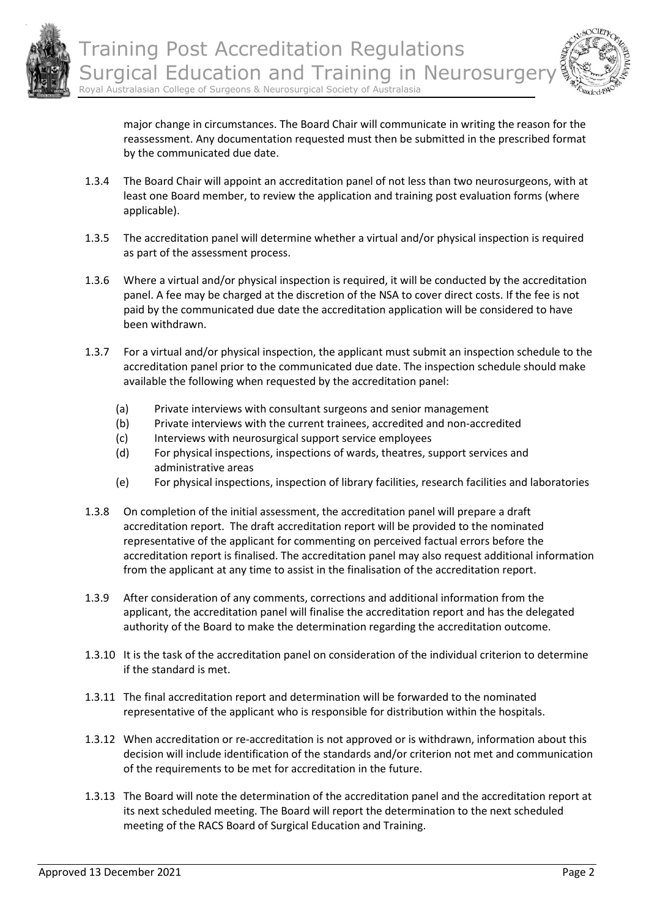major change in circumstances. The Board Chair will communicate in writing the reason for the reassessment. Any documentation requested must then be submitted in the prescribed format by the communicated due date.

1.3.4 The Board Chair will appoint an accreditation panel of not less than two neurosurgeons, with at least one Board member, to review the application and training post evaluation forms (where applicable).

1.3.5 The accreditation panel will determine whether a virtual and/or physical inspection is required as part of the assessment process.

1.3.6 Where a virtual and/or physical inspection is required, it will be conducted by the accreditation panel. A fee may be charged at the discretion of the NSA to cover direct costs. If the fee is not paid by the communicated due date the accreditation application will be considered to have been withdrawn.

1.3.7 For a virtual and/or physical inspection, the applicant must submit an inspection schedule to the accreditation panel prior to the communicated due date. The inspection schedule should make available the following when requested by the accreditation panel:

(a) Private interviews with consultant surgeons and senior management
(b) Private interviews with the current trainees, accredited and non-accredited
(c) Interviews with neurosurgical support service employees
(d) For physical inspections, inspections of wards, theatres, support services and administrative areas
(e) For physical inspections, inspection of library facilities, research facilities and laboratories

1.3.8 On completion of the initial assessment, the accreditation panel will prepare a draft accreditation report. The draft accreditation report will be provided to the nominated representative of the applicant for commenting on perceived factual errors before the accreditation report is finalised. The accreditation panel may also request additional information from the applicant at any time to assist in the finalisation of the accreditation report.

1.3.9 After consideration of any comments, corrections and additional information from the applicant, the accreditation panel will finalise the accreditation report and has the delegated authority of the Board to make the determination regarding the accreditation outcome.

1.3.10 It is the task of the accreditation panel on consideration of the individual criterion to determine if the standard is met.

1.3.11 The final accreditation report and determination will be forwarded to the nominated representative of the applicant who is responsible for distribution within the hospitals.

1.3.12 When accreditation or re-accreditation is not approved or is withdrawn, information about this decision will include identification of the standards and/or criterion not met and communication of the requirements to be met for accreditation in the future.

1.3.13 The Board will note the determination of the accreditation panel and the accreditation report at its next scheduled meeting. The Board will report the determination to the next scheduled meeting of the RACS Board of Surgical Education and Training.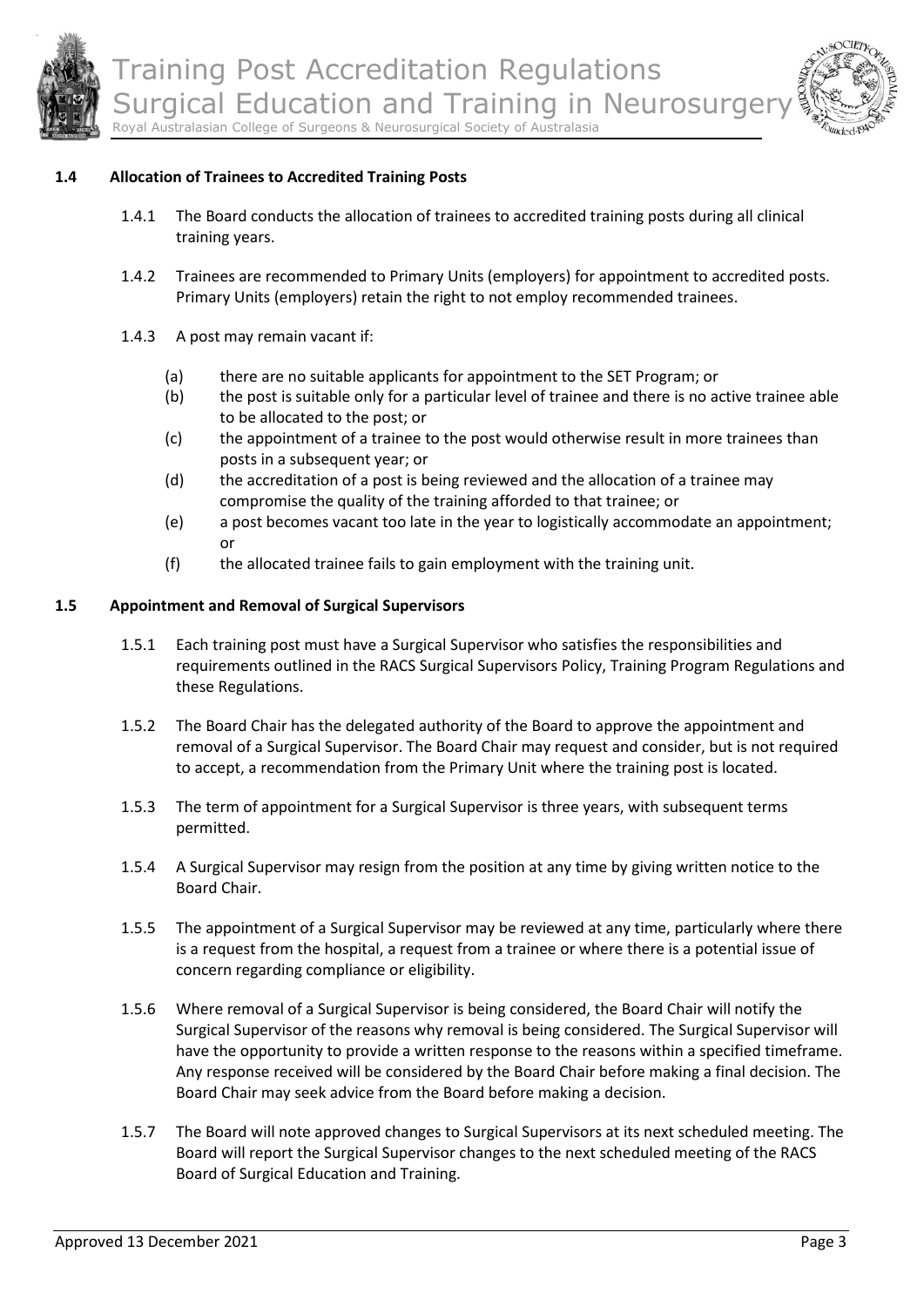### 1.4 Allocation of Trainees to Accredited Training Posts

1.4.1 The Board conducts the allocation of trainees to accredited training posts during all clinical training years.

1.4.2 Trainees are recommended to Primary Units (employers) for appointment to accredited posts. Primary Units (employers) retain the right to not employ recommended trainees.

1.4.3 A post may remain vacant if:

- (a) there are no suitable applicants for appointment to the SET Program; or
- (b) the post is suitable only for a particular level of trainee and there is no active trainee able to be allocated to the post; or
- (c) the appointment of a trainee to the post would otherwise result in more trainees than posts in a subsequent year; or
- (d) the accreditation of a post is being reviewed and the allocation of a trainee may compromise the quality of the training afforded to that trainee; or
- (e) a post becomes vacant too late in the year to logistically accommodate an appointment; or
- (f) the allocated trainee fails to gain employment with the training unit.

### 1.5 Appointment and Removal of Surgical Supervisors

1.5.1 Each training post must have a Surgical Supervisor who satisfies the responsibilities and requirements outlined in the RACS Surgical Supervisors Policy, Training Program Regulations and these Regulations.

1.5.2 The Board Chair has the delegated authority of the Board to approve the appointment and removal of a Surgical Supervisor. The Board Chair may request and consider, but is not required to accept, a recommendation from the Primary Unit where the training post is located.

1.5.3 The term of appointment for a Surgical Supervisor is three years, with subsequent terms permitted.

1.5.4 A Surgical Supervisor may resign from the position at any time by giving written notice to the Board Chair.

1.5.5 The appointment of a Surgical Supervisor may be reviewed at any time, particularly where there is a request from the hospital, a request from a trainee or where there is a potential issue of concern regarding compliance or eligibility.

1.5.6 Where removal of a Surgical Supervisor is being considered, the Board Chair will notify the Surgical Supervisor of the reasons why removal is being considered. The Surgical Supervisor will have the opportunity to provide a written response to the reasons within a specified timeframe. Any response received will be considered by the Board Chair before making a final decision. The Board Chair may seek advice from the Board before making a decision.

1.5.7 The Board will note approved changes to Surgical Supervisors at its next scheduled meeting. The Board will report the Surgical Supervisor changes to the next scheduled meeting of the RACS Board of Surgical Education and Training.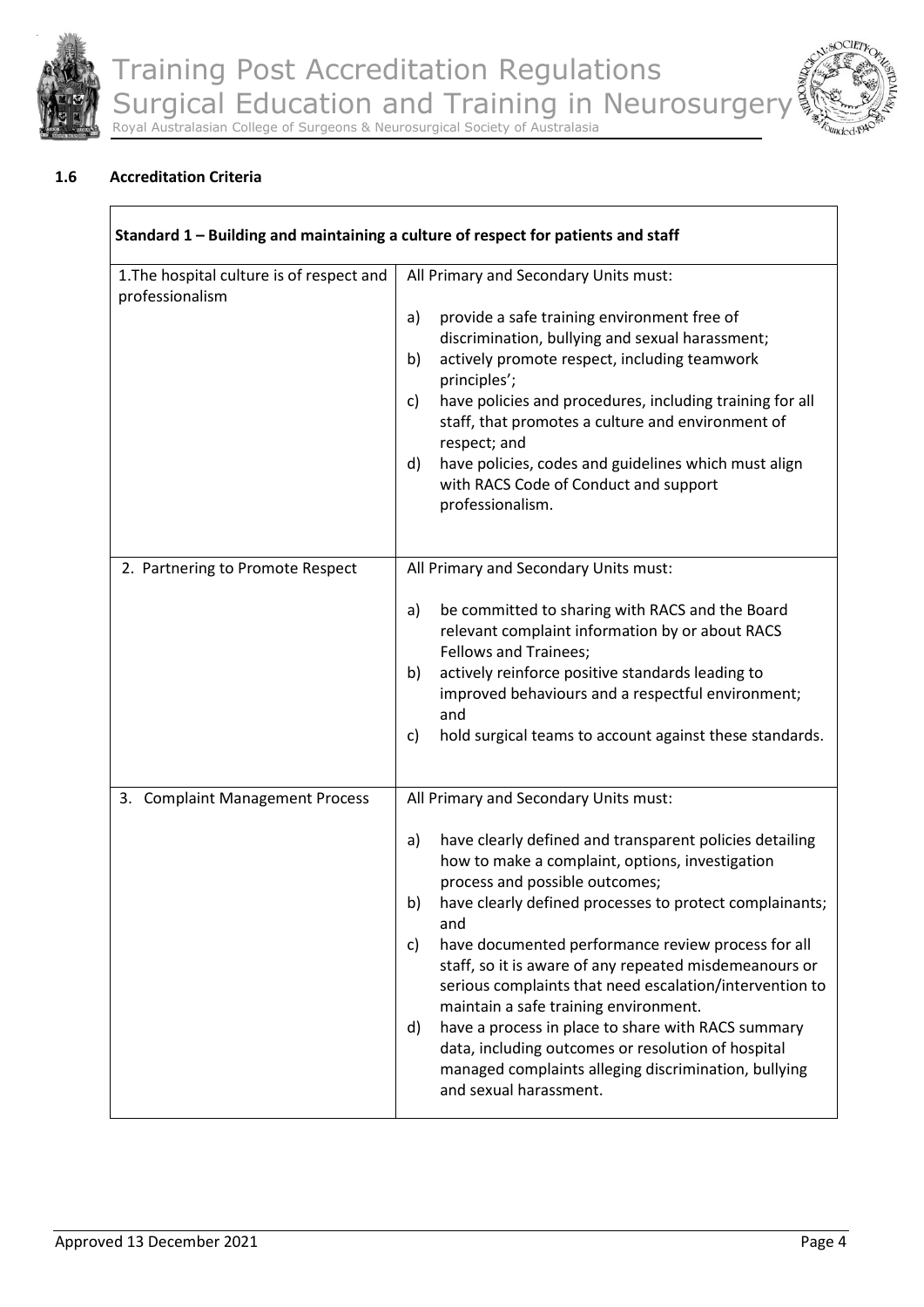### 1.6 Accreditation Criteria

| Standard 1 – Building and maintaining a culture of respect for patients and staff | |
|---|---|
| 1. The hospital culture is of respect and professionalism | All Primary and Secondary Units must:<br><br>a) provide a safe training environment free of discrimination, bullying and sexual harassment;<br>b) actively promote respect, including teamwork principles';<br>c) have policies and procedures, including training for all staff, that promotes a culture and environment of respect; and<br>d) have policies, codes and guidelines which must align with RACS Code of Conduct and support professionalism. |
| 2. Partnering to Promote Respect | All Primary and Secondary Units must:<br><br>a) be committed to sharing with RACS and the Board relevant complaint information by or about RACS Fellows and Trainees;<br>b) actively reinforce positive standards leading to improved behaviours and a respectful environment; and<br>c) hold surgical teams to account against these standards. |
| 3. Complaint Management Process | All Primary and Secondary Units must:<br><br>a) have clearly defined and transparent policies detailing how to make a complaint, options, investigation process and possible outcomes;<br>b) have clearly defined processes to protect complainants; and<br>c) have documented performance review process for all staff, so it is aware of any repeated misdemeanours or serious complaints that need escalation/intervention to maintain a safe training environment.<br>d) have a process in place to share with RACS summary data, including outcomes or resolution of hospital managed complaints alleging discrimination, bullying and sexual harassment. |

Approved 13 December 2021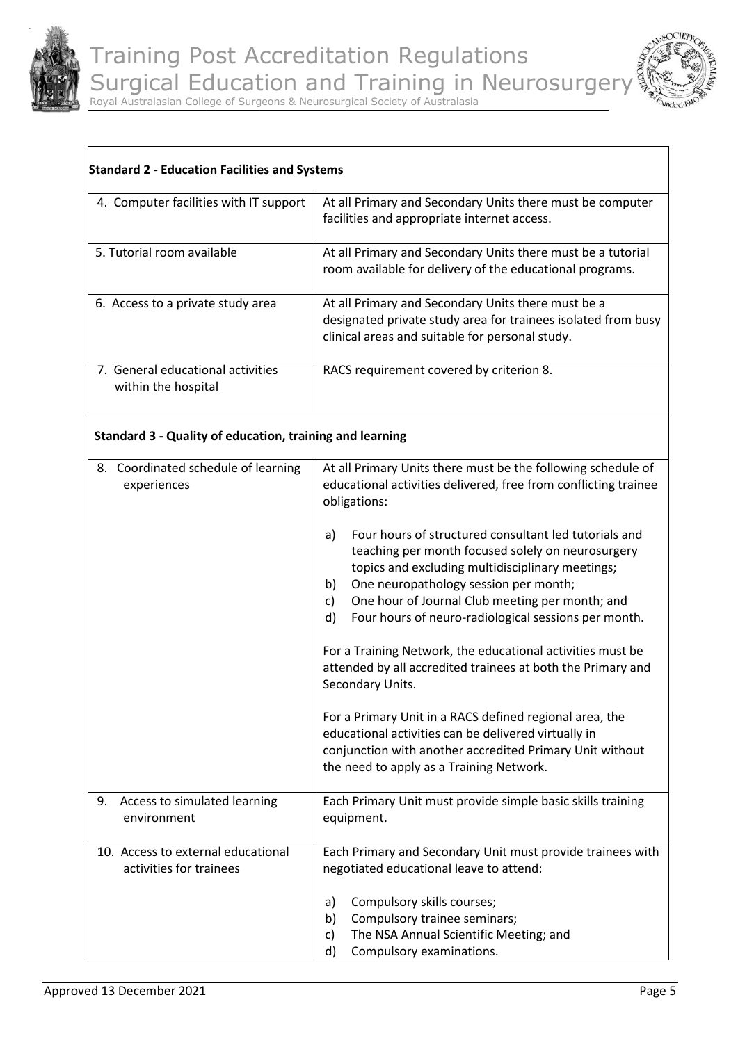| Standard 2 - Education Facilities and Systems | |
|---|---|
| 4. Computer facilities with IT support | At all Primary and Secondary Units there must be computer facilities and appropriate internet access. |
| 5. Tutorial room available | At all Primary and Secondary Units there must be a tutorial room available for delivery of the educational programs. |
| 6. Access to a private study area | At all Primary and Secondary Units there must be a designated private study area for trainees isolated from busy clinical areas and suitable for personal study. |
| 7. General educational activities within the hospital | RACS requirement covered by criterion 8. |
| **Standard 3 - Quality of education, training and learning** | |
| 8. Coordinated schedule of learning experiences | At all Primary Units there must be the following schedule of educational activities delivered, free from conflicting trainee obligations:<br><br>a) Four hours of structured consultant led tutorials and teaching per month focused solely on neurosurgery topics and excluding multidisciplinary meetings;<br>b) One neuropathology session per month;<br>c) One hour of Journal Club meeting per month; and<br>d) Four hours of neuro-radiological sessions per month.<br><br>For a Training Network, the educational activities must be attended by all accredited trainees at both the Primary and Secondary Units.<br><br>For a Primary Unit in a RACS defined regional area, the educational activities can be delivered virtually in conjunction with another accredited Primary Unit without the need to apply as a Training Network. |
| 9. Access to simulated learning environment | Each Primary Unit must provide simple basic skills training equipment. |
| 10. Access to external educational activities for trainees | Each Primary and Secondary Unit must provide trainees with negotiated educational leave to attend:<br><br>a) Compulsory skills courses;<br>b) Compulsory trainee seminars;<br>c) The NSA Annual Scientific Meeting; and<br>d) Compulsory examinations. |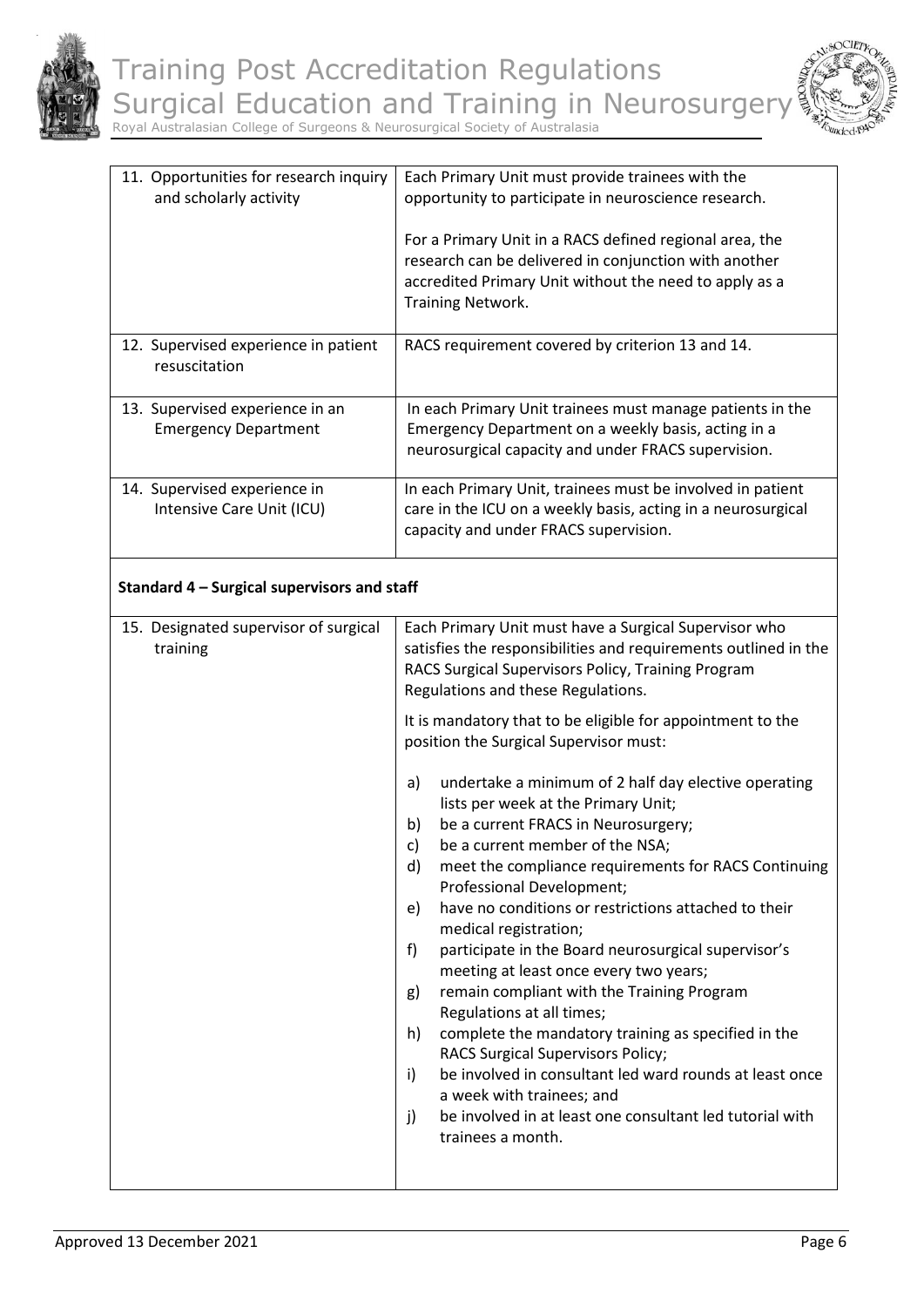| | |
|---|---|
| 11. Opportunities for research inquiry and scholarly activity | Each Primary Unit must provide trainees with the opportunity to participate in neuroscience research.<br><br>For a Primary Unit in a RACS defined regional area, the research can be delivered in conjunction with another accredited Primary Unit without the need to apply as a Training Network. |
| 12. Supervised experience in patient resuscitation | RACS requirement covered by criterion 13 and 14. |
| 13. Supervised experience in an Emergency Department | In each Primary Unit trainees must manage patients in the Emergency Department on a weekly basis, acting in a neurosurgical capacity and under FRACS supervision. |
| 14. Supervised experience in Intensive Care Unit (ICU) | In each Primary Unit, trainees must be involved in patient care in the ICU on a weekly basis, acting in a neurosurgical capacity and under FRACS supervision. |

**Standard 4 – Surgical supervisors and staff**

| | |
|---|---|
| 15. Designated supervisor of surgical training | Each Primary Unit must have a Surgical Supervisor who satisfies the responsibilities and requirements outlined in the RACS Surgical Supervisors Policy, Training Program Regulations and these Regulations.<br><br>It is mandatory that to be eligible for appointment to the position the Surgical Supervisor must:<br><br>a) undertake a minimum of 2 half day elective operating lists per week at the Primary Unit;<br>b) be a current FRACS in Neurosurgery;<br>c) be a current member of the NSA;<br>d) meet the compliance requirements for RACS Continuing Professional Development;<br>e) have no conditions or restrictions attached to their medical registration;<br>f) participate in the Board neurosurgical supervisor's meeting at least once every two years;<br>g) remain compliant with the Training Program Regulations at all times;<br>h) complete the mandatory training as specified in the RACS Surgical Supervisors Policy;<br>i) be involved in consultant led ward rounds at least once a week with trainees; and<br>j) be involved in at least one consultant led tutorial with trainees a month. |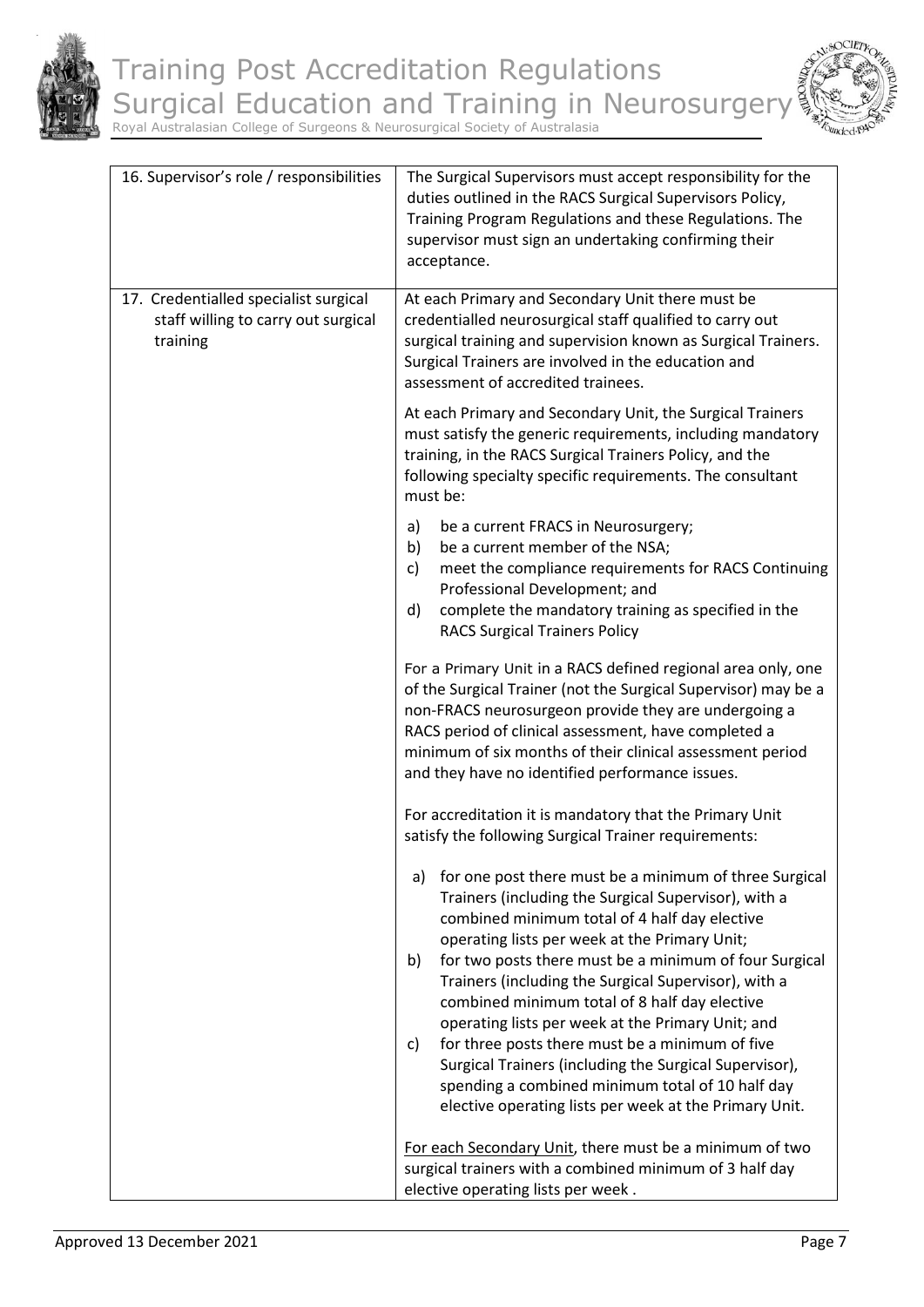| | |
|---|---|
| 16. Supervisor's role / responsibilities | The Surgical Supervisors must accept responsibility for the duties outlined in the RACS Surgical Supervisors Policy, Training Program Regulations and these Regulations. The supervisor must sign an undertaking confirming their acceptance. |
| 17. Credentialled specialist surgical staff willing to carry out surgical training | At each Primary and Secondary Unit there must be credentialled neurosurgical staff qualified to carry out surgical training and supervision known as Surgical Trainers. Surgical Trainers are involved in the education and assessment of accredited trainees.<br><br>At each Primary and Secondary Unit, the Surgical Trainers must satisfy the generic requirements, including mandatory training, in the RACS Surgical Trainers Policy, and the following specialty specific requirements. The consultant must be:<br><br>a) be a current FRACS in Neurosurgery;<br>b) be a current member of the NSA;<br>c) meet the compliance requirements for RACS Continuing Professional Development; and<br>d) complete the mandatory training as specified in the RACS Surgical Trainers Policy<br><br>For a Primary Unit in a RACS defined regional area only, one of the Surgical Trainer (not the Surgical Supervisor) may be a non-FRACS neurosurgeon provide they are undergoing a RACS period of clinical assessment, have completed a minimum of six months of their clinical assessment period and they have no identified performance issues.<br><br>For accreditation it is mandatory that the Primary Unit satisfy the following Surgical Trainer requirements:<br><br>a) for one post there must be a minimum of three Surgical Trainers (including the Surgical Supervisor), with a combined minimum total of 4 half day elective operating lists per week at the Primary Unit;<br>b) for two posts there must be a minimum of four Surgical Trainers (including the Surgical Supervisor), with a combined minimum total of 8 half day elective operating lists per week at the Primary Unit; and<br>c) for three posts there must be a minimum of five Surgical Trainers (including the Surgical Supervisor), spending a combined minimum total of 10 half day elective operating lists per week at the Primary Unit.<br><br><u>For each Secondary Unit</u>, there must be a minimum of two surgical trainers with a combined minimum of 3 half day elective operating lists per week . |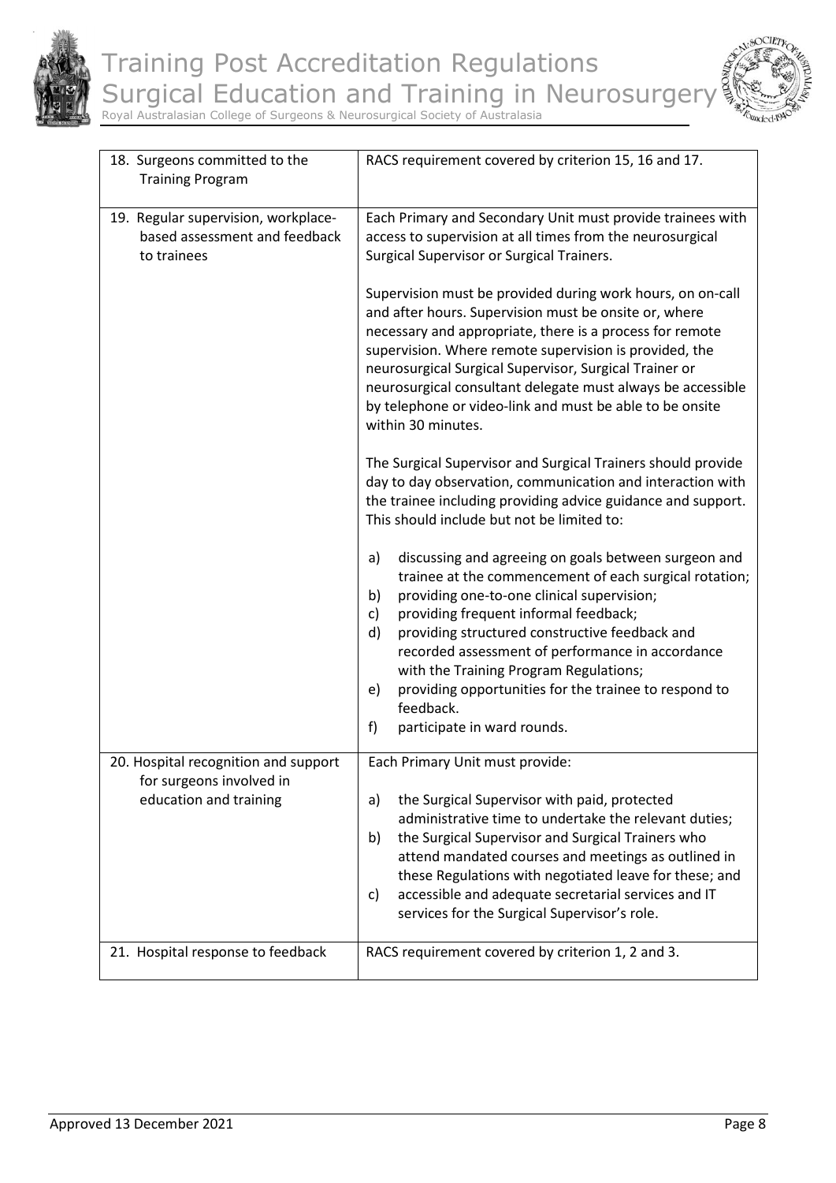| | |
|---|---|
| 18. Surgeons committed to the Training Program | RACS requirement covered by criterion 15, 16 and 17. |
| 19. Regular supervision, workplace-based assessment and feedback to trainees | Each Primary and Secondary Unit must provide trainees with access to supervision at all times from the neurosurgical Surgical Supervisor or Surgical Trainers.<br><br>Supervision must be provided during work hours, on on-call and after hours. Supervision must be onsite or, where necessary and appropriate, there is a process for remote supervision. Where remote supervision is provided, the neurosurgical Surgical Supervisor, Surgical Trainer or neurosurgical consultant delegate must always be accessible by telephone or video-link and must be able to be onsite within 30 minutes.<br><br>The Surgical Supervisor and Surgical Trainers should provide day to day observation, communication and interaction with the trainee including providing advice guidance and support. This should include but not be limited to:<br><br>a) discussing and agreeing on goals between surgeon and trainee at the commencement of each surgical rotation;<br>b) providing one-to-one clinical supervision;<br>c) providing frequent informal feedback;<br>d) providing structured constructive feedback and recorded assessment of performance in accordance with the Training Program Regulations;<br>e) providing opportunities for the trainee to respond to feedback.<br>f) participate in ward rounds. |
| 20. Hospital recognition and support for surgeons involved in education and training | Each Primary Unit must provide:<br><br>a) the Surgical Supervisor with paid, protected administrative time to undertake the relevant duties;<br>b) the Surgical Supervisor and Surgical Trainers who attend mandated courses and meetings as outlined in these Regulations with negotiated leave for these; and<br>c) accessible and adequate secretarial services and IT services for the Surgical Supervisor's role. |
| 21. Hospital response to feedback | RACS requirement covered by criterion 1, 2 and 3. |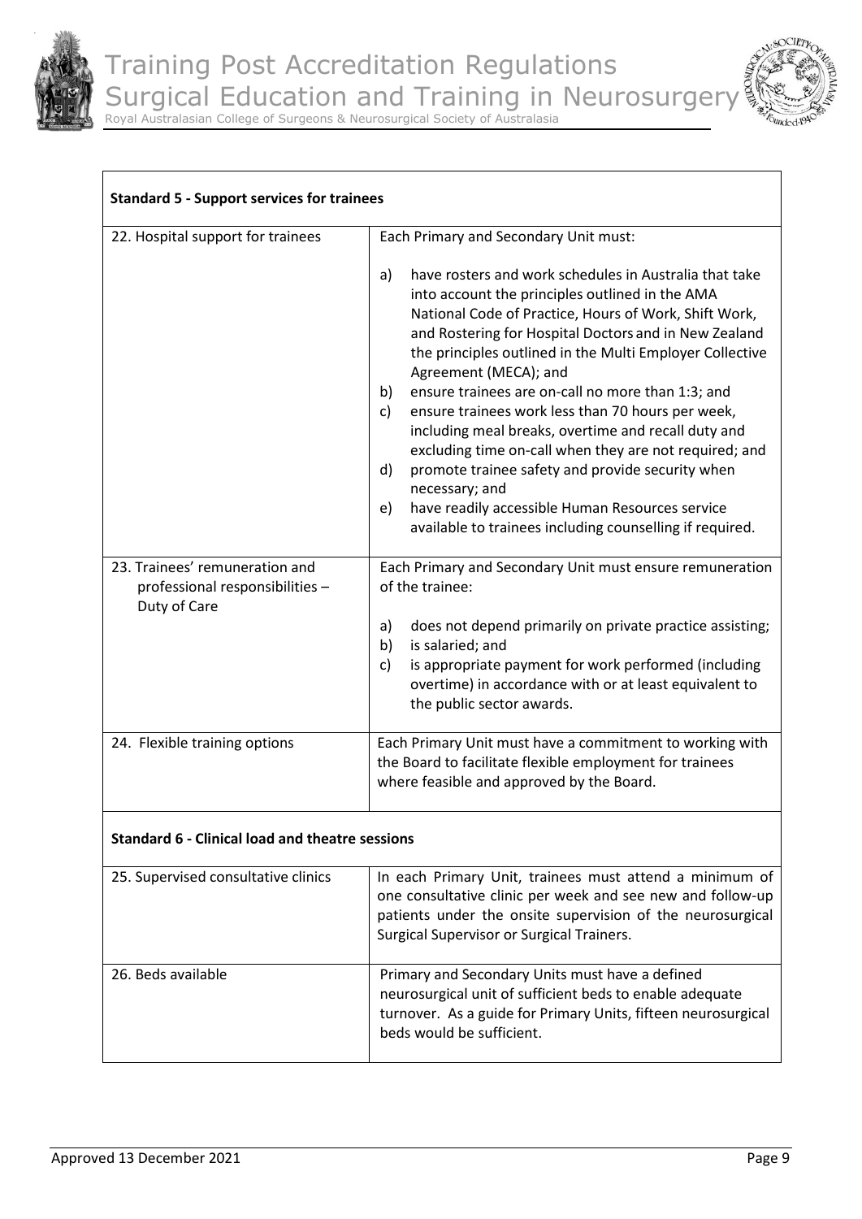| **Standard 5 - Support services for trainees** | |
|---|---|
| 22. Hospital support for trainees | Each Primary and Secondary Unit must:<br><br>a) have rosters and work schedules in Australia that take into account the principles outlined in the AMA National Code of Practice, Hours of Work, Shift Work, and Rostering for Hospital Doctors and in New Zealand the principles outlined in the Multi Employer Collective Agreement (MECA); and<br>b) ensure trainees are on-call no more than 1:3; and<br>c) ensure trainees work less than 70 hours per week, including meal breaks, overtime and recall duty and excluding time on-call when they are not required; and<br>d) promote trainee safety and provide security when necessary; and<br>e) have readily accessible Human Resources service available to trainees including counselling if required. |
| 23. Trainees' remuneration and professional responsibilities – Duty of Care | Each Primary and Secondary Unit must ensure remuneration of the trainee:<br><br>a) does not depend primarily on private practice assisting;<br>b) is salaried; and<br>c) is appropriate payment for work performed (including overtime) in accordance with or at least equivalent to the public sector awards. |
| 24. Flexible training options | Each Primary Unit must have a commitment to working with the Board to facilitate flexible employment for trainees where feasible and approved by the Board. |
| **Standard 6 - Clinical load and theatre sessions** | |
| 25. Supervised consultative clinics | In each Primary Unit, trainees must attend a minimum of one consultative clinic per week and see new and follow-up patients under the onsite supervision of the neurosurgical Surgical Supervisor or Surgical Trainers. |
| 26. Beds available | Primary and Secondary Units must have a defined neurosurgical unit of sufficient beds to enable adequate turnover. As a guide for Primary Units, fifteen neurosurgical beds would be sufficient. |

Approved 13 December 2021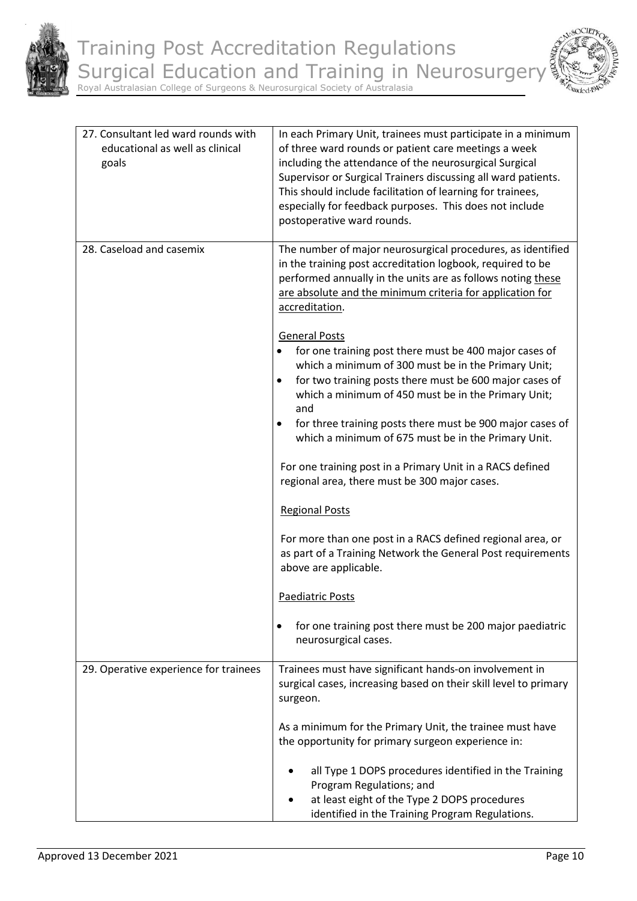| | |
|---|---|
| 27. Consultant led ward rounds with educational as well as clinical goals | In each Primary Unit, trainees must participate in a minimum of three ward rounds or patient care meetings a week including the attendance of the neurosurgical Surgical Supervisor or Surgical Trainers discussing all ward patients. This should include facilitation of learning for trainees, especially for feedback purposes. This does not include postoperative ward rounds. |
| 28. Caseload and casemix | The number of major neurosurgical procedures, as identified in the training post accreditation logbook, required to be performed annually in the units are as follows noting <u>these are absolute and the minimum criteria for application for accreditation</u>.<br><br><u>General Posts</u><br>• for one training post there must be 400 major cases of which a minimum of 300 must be in the Primary Unit;<br>• for two training posts there must be 600 major cases of which a minimum of 450 must be in the Primary Unit; and<br>• for three training posts there must be 900 major cases of which a minimum of 675 must be in the Primary Unit.<br><br>For one training post in a Primary Unit in a RACS defined regional area, there must be 300 major cases.<br><br><u>Regional Posts</u><br><br>For more than one post in a RACS defined regional area, or as part of a Training Network the General Post requirements above are applicable.<br><br><u>Paediatric Posts</u><br><br>• for one training post there must be 200 major paediatric neurosurgical cases. |
| 29. Operative experience for trainees | Trainees must have significant hands-on involvement in surgical cases, increasing based on their skill level to primary surgeon.<br><br>As a minimum for the Primary Unit, the trainee must have the opportunity for primary surgeon experience in:<br><br>• all Type 1 DOPS procedures identified in the Training Program Regulations; and<br>• at least eight of the Type 2 DOPS procedures identified in the Training Program Regulations. |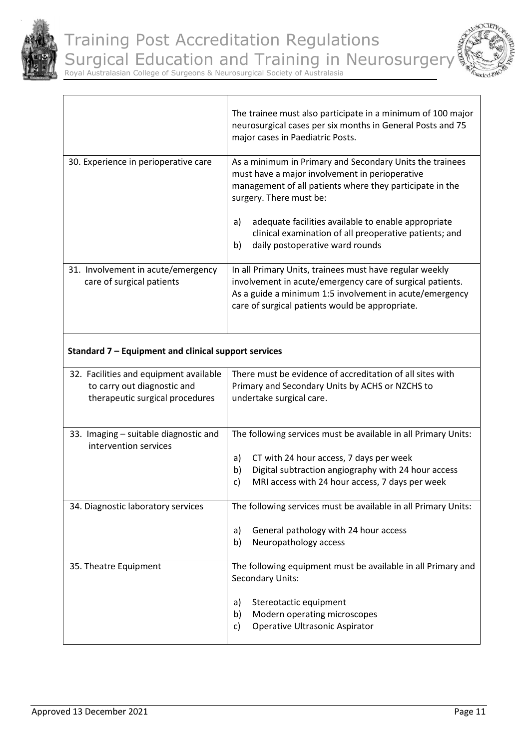| | |
|---|---|
| | The trainee must also participate in a minimum of 100 major neurosurgical cases per six months in General Posts and 75 major cases in Paediatric Posts. |
| 30. Experience in perioperative care | As a minimum in Primary and Secondary Units the trainees must have a major involvement in perioperative management of all patients where they participate in the surgery. There must be:<br><br>a) adequate facilities available to enable appropriate clinical examination of all preoperative patients; and<br>b) daily postoperative ward rounds |
| 31. Involvement in acute/emergency care of surgical patients | In all Primary Units, trainees must have regular weekly involvement in acute/emergency care of surgical patients. As a guide a minimum 1:5 involvement in acute/emergency care of surgical patients would be appropriate. |
| **Standard 7 – Equipment and clinical support services** | |
| 32. Facilities and equipment available to carry out diagnostic and therapeutic surgical procedures | There must be evidence of accreditation of all sites with Primary and Secondary Units by ACHS or NZCHS to undertake surgical care. |
| 33. Imaging – suitable diagnostic and intervention services | The following services must be available in all Primary Units:<br><br>a) CT with 24 hour access, 7 days per week<br>b) Digital subtraction angiography with 24 hour access<br>c) MRI access with 24 hour access, 7 days per week |
| 34. Diagnostic laboratory services | The following services must be available in all Primary Units:<br><br>a) General pathology with 24 hour access<br>b) Neuropathology access |
| 35. Theatre Equipment | The following equipment must be available in all Primary and Secondary Units:<br><br>a) Stereotactic equipment<br>b) Modern operating microscopes<br>c) Operative Ultrasonic Aspirator |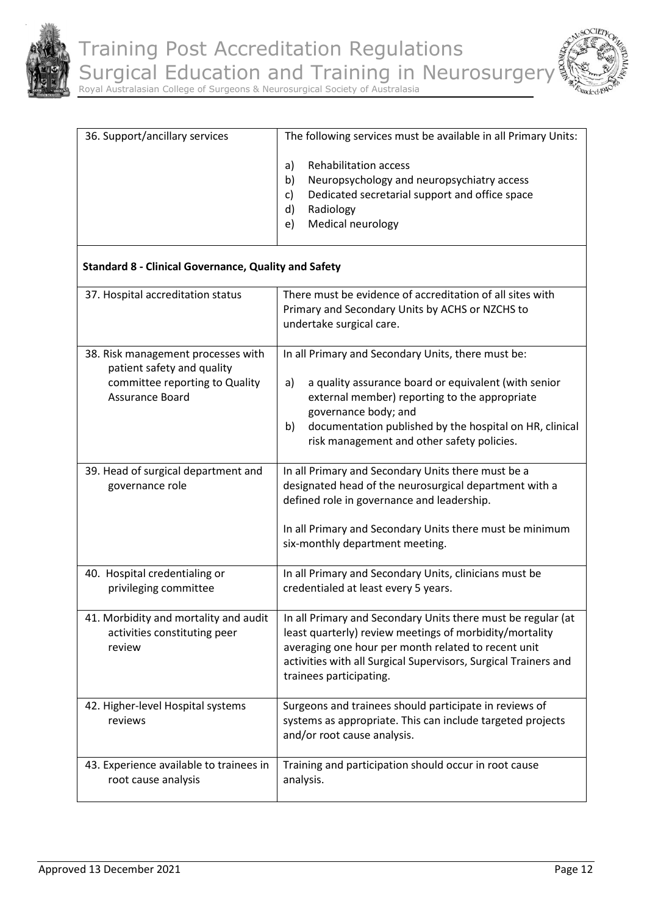| | |
|---|---|
| 36. Support/ancillary services | The following services must be available in all Primary Units:<br><br>a) Rehabilitation access<br>b) Neuropsychology and neuropsychiatry access<br>c) Dedicated secretarial support and office space<br>d) Radiology<br>e) Medical neurology |
| **Standard 8 - Clinical Governance, Quality and Safety** | |
| 37. Hospital accreditation status | There must be evidence of accreditation of all sites with Primary and Secondary Units by ACHS or NZCHS to undertake surgical care. |
| 38. Risk management processes with patient safety and quality committee reporting to Quality Assurance Board | In all Primary and Secondary Units, there must be:<br><br>a) a quality assurance board or equivalent (with senior external member) reporting to the appropriate governance body; and<br>b) documentation published by the hospital on HR, clinical risk management and other safety policies. |
| 39. Head of surgical department and governance role | In all Primary and Secondary Units there must be a designated head of the neurosurgical department with a defined role in governance and leadership.<br><br>In all Primary and Secondary Units there must be minimum six-monthly department meeting. |
| 40. Hospital credentialing or privileging committee | In all Primary and Secondary Units, clinicians must be credentialed at least every 5 years. |
| 41. Morbidity and mortality and audit activities constituting peer review | In all Primary and Secondary Units there must be regular (at least quarterly) review meetings of morbidity/mortality averaging one hour per month related to recent unit activities with all Surgical Supervisors, Surgical Trainers and trainees participating. |
| 42. Higher-level Hospital systems reviews | Surgeons and trainees should participate in reviews of systems as appropriate. This can include targeted projects and/or root cause analysis. |
| 43. Experience available to trainees in root cause analysis | Training and participation should occur in root cause analysis. |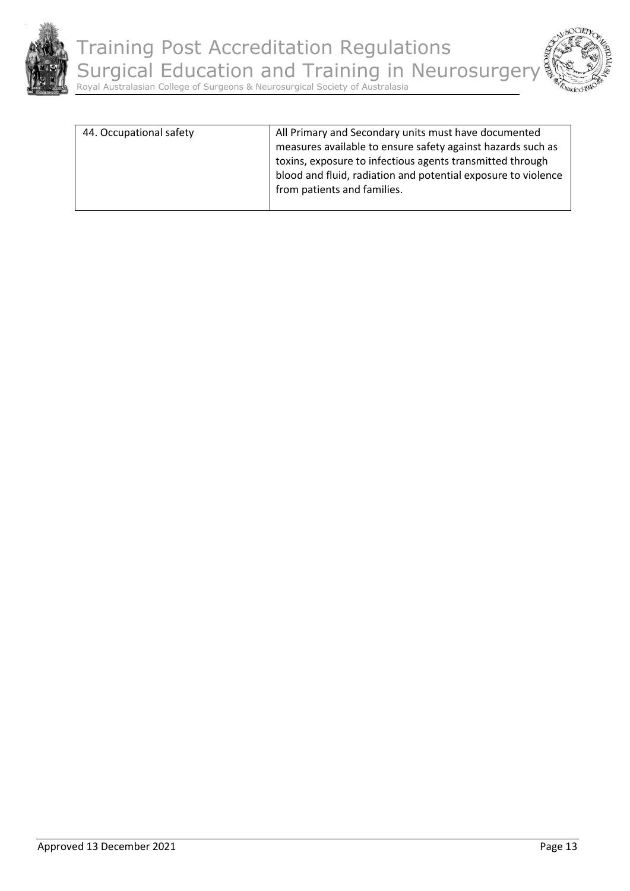| | |
|---|---|
| 44. Occupational safety | All Primary and Secondary units must have documented measures available to ensure safety against hazards such as toxins, exposure to infectious agents transmitted through blood and fluid, radiation and potential exposure to violence from patients and families. |

Approved 13 December 2021